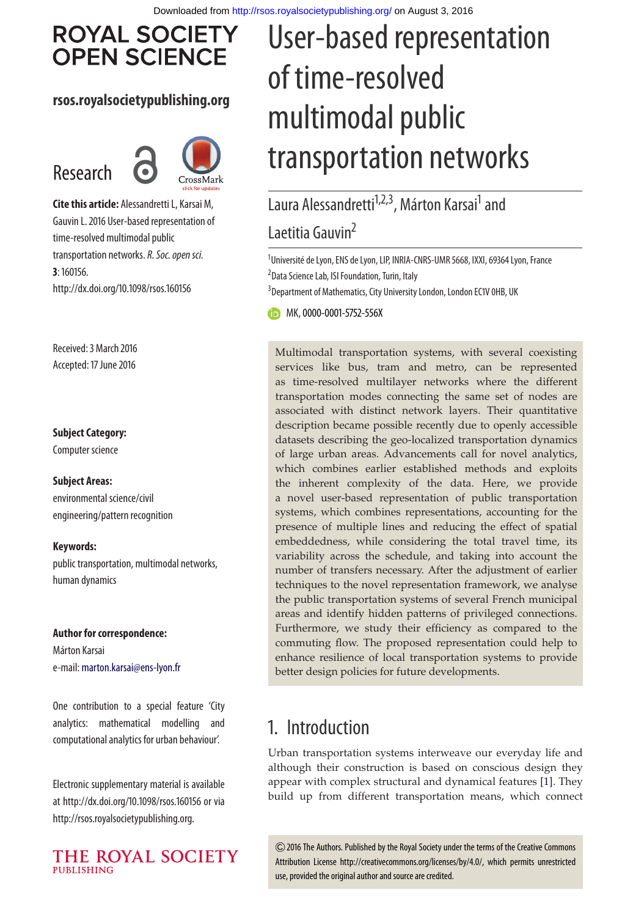# User-based representation of time-resolved multimodal public transportation networks

Laura Alessandretti[1,2,3], Márton Karsai[1] and Laetitia Gauvin[2]

[1]Université de Lyon, ENS de Lyon, LIP, INRIA-CNRS-UMR 5668, IXXI, 69364 Lyon, France
[2]Data Science Lab, ISI Foundation, Turin, Italy
[3]Department of Mathematics, City University London, London EC1V 0HB, UK

MK, 0000-0001-5752-556X

**Cite this article:** Alessandretti L, Karsai M, Gauvin L. 2016 User-based representation of time-resolved multimodal public transportation networks. *R. Soc. open sci.* **3**: 160156. http://dx.doi.org/10.1098/rsos.160156

Received: 3 March 2016
Accepted: 17 June 2016

**Subject Category:**
Computer science

**Subject Areas:**
environmental science/civil engineering/pattern recognition

**Keywords:**
public transportation, multimodal networks, human dynamics

**Author for correspondence:**
Márton Karsai
e-mail: marton.karsai@ens-lyon.fr

One contribution to a special feature 'City analytics: mathematical modelling and computational analytics for urban behaviour'.

Electronic supplementary material is available at http://dx.doi.org/10.1098/rsos.160156 or via http://rsos.royalsocietypublishing.org.

Multimodal transportation systems, with several coexisting services like bus, tram and metro, can be represented as time-resolved multilayer networks where the different transportation modes connecting the same set of nodes are associated with distinct network layers. Their quantitative description became possible recently due to openly accessible datasets describing the geo-localized transportation dynamics of large urban areas. Advancements call for novel analytics, which combines earlier established methods and exploits the inherent complexity of the data. Here, we provide a novel user-based representation of public transportation systems, which combines representations, accounting for the presence of multiple lines and reducing the effect of spatial embeddedness, while considering the total travel time, its variability across the schedule, and taking into account the number of transfers necessary. After the adjustment of earlier techniques to the novel representation framework, we analyse the public transportation systems of several French municipal areas and identify hidden patterns of privileged connections. Furthermore, we study their efficiency as compared to the commuting flow. The proposed representation could help to enhance resilience of local transportation systems to provide better design policies for future developments.

## 1. Introduction

Urban transportation systems interweave our everyday life and although their construction is based on conscious design they appear with complex structural and dynamical features [1]. They build up from different transportation means, which connect

© 2016 The Authors. Published by the Royal Society under the terms of the Creative Commons Attribution License http://creativecommons.org/licenses/by/4.0/, which permits unrestricted use, provided the original author and source are credited.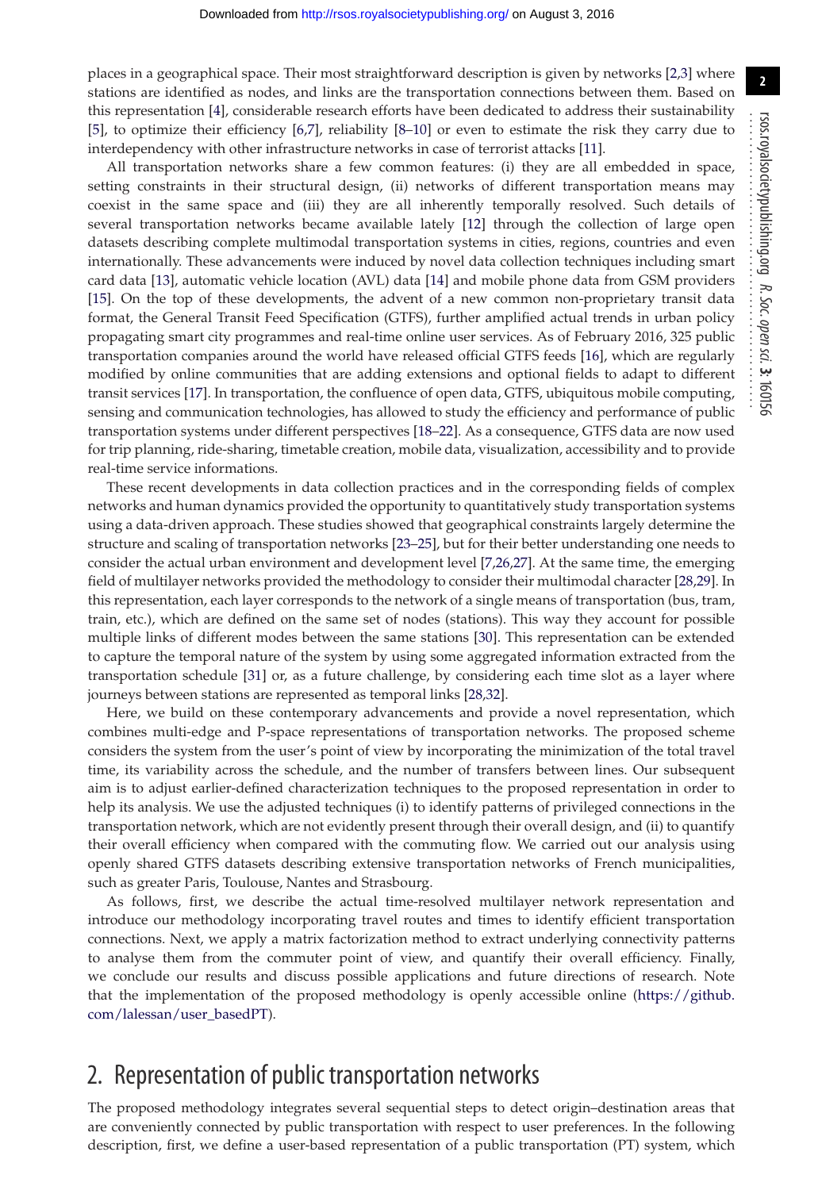places in a geographical space. Their most straightforward description is given by networks [2,3] where stations are identified as nodes, and links are the transportation connections between them. Based on this representation [4], considerable research efforts have been dedicated to address their sustainability [5], to optimize their efficiency [6,7], reliability [8–10] or even to estimate the risk they carry due to interdependency with other infrastructure networks in case of terrorist attacks [11].

All transportation networks share a few common features: (i) they are all embedded in space, setting constraints in their structural design, (ii) networks of different transportation means may coexist in the same space and (iii) they are all inherently temporally resolved. Such details of several transportation networks became available lately [12] through the collection of large open datasets describing complete multimodal transportation systems in cities, regions, countries and even internationally. These advancements were induced by novel data collection techniques including smart card data [13], automatic vehicle location (AVL) data [14] and mobile phone data from GSM providers [15]. On the top of these developments, the advent of a new common non-proprietary transit data format, the General Transit Feed Specification (GTFS), further amplified actual trends in urban policy propagating smart city programmes and real-time online user services. As of February 2016, 325 public transportation companies around the world have released official GTFS feeds [16], which are regularly modified by online communities that are adding extensions and optional fields to adapt to different transit services [17]. In transportation, the confluence of open data, GTFS, ubiquitous mobile computing, sensing and communication technologies, has allowed to study the efficiency and performance of public transportation systems under different perspectives [18–22]. As a consequence, GTFS data are now used for trip planning, ride-sharing, timetable creation, mobile data, visualization, accessibility and to provide real-time service informations.

These recent developments in data collection practices and in the corresponding fields of complex networks and human dynamics provided the opportunity to quantitatively study transportation systems using a data-driven approach. These studies showed that geographical constraints largely determine the structure and scaling of transportation networks [23–25], but for their better understanding one needs to consider the actual urban environment and development level [7,26,27]. At the same time, the emerging field of multilayer networks provided the methodology to consider their multimodal character [28,29]. In this representation, each layer corresponds to the network of a single means of transportation (bus, tram, train, etc.), which are defined on the same set of nodes (stations). This way they account for possible multiple links of different modes between the same stations [30]. This representation can be extended to capture the temporal nature of the system by using some aggregated information extracted from the transportation schedule [31] or, as a future challenge, by considering each time slot as a layer where journeys between stations are represented as temporal links [28,32].

Here, we build on these contemporary advancements and provide a novel representation, which combines multi-edge and P-space representations of transportation networks. The proposed scheme considers the system from the user's point of view by incorporating the minimization of the total travel time, its variability across the schedule, and the number of transfers between lines. Our subsequent aim is to adjust earlier-defined characterization techniques to the proposed representation in order to help its analysis. We use the adjusted techniques (i) to identify patterns of privileged connections in the transportation network, which are not evidently present through their overall design, and (ii) to quantify their overall efficiency when compared with the commuting flow. We carried out our analysis using openly shared GTFS datasets describing extensive transportation networks of French municipalities, such as greater Paris, Toulouse, Nantes and Strasbourg.

As follows, first, we describe the actual time-resolved multilayer network representation and introduce our methodology incorporating travel routes and times to identify efficient transportation connections. Next, we apply a matrix factorization method to extract underlying connectivity patterns to analyse them from the commuter point of view, and quantify their overall efficiency. Finally, we conclude our results and discuss possible applications and future directions of research. Note that the implementation of the proposed methodology is openly accessible online (https://github.com/lalessan/user_basedPT).

## 2. Representation of public transportation networks

The proposed methodology integrates several sequential steps to detect origin–destination areas that are conveniently connected by public transportation with respect to user preferences. In the following description, first, we define a user-based representation of a public transportation (PT) system, which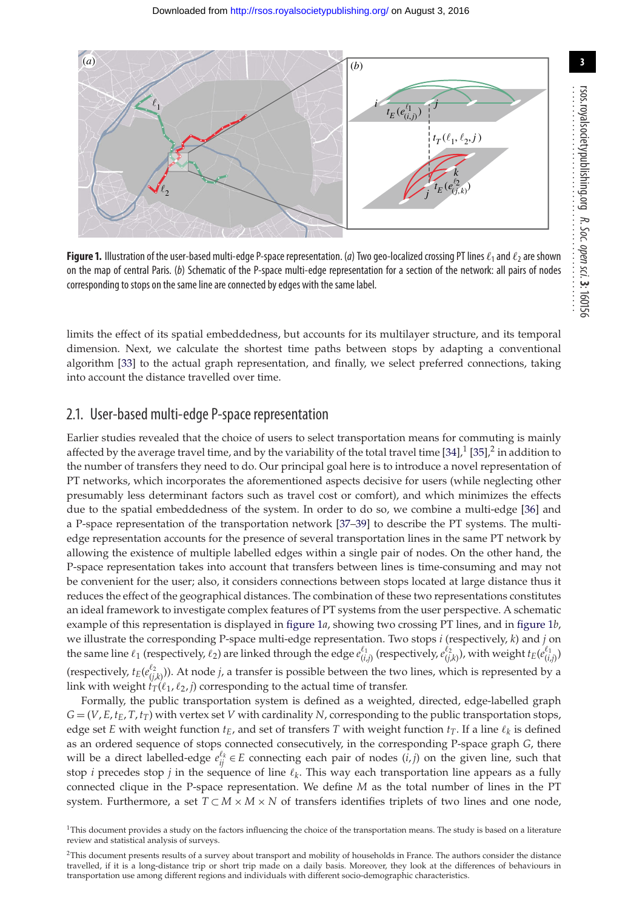**Figure 1.** Illustration of the user-based multi-edge P-space representation. (*a*) Two geo-localized crossing PT lines $\ell_1$ and $\ell_2$ are shown on the map of central Paris. (*b*) Schematic of the P-space multi-edge representation for a section of the network: all pairs of nodes corresponding to stops on the same line are connected by edges with the same label.

limits the effect of its spatial embeddedness, but accounts for its multilayer structure, and its temporal dimension. Next, we calculate the shortest time paths between stops by adapting a conventional algorithm [33] to the actual graph representation, and finally, we select preferred connections, taking into account the distance travelled over time.

## 2.1. User-based multi-edge P-space representation

Earlier studies revealed that the choice of users to select transportation means for commuting is mainly affected by the average travel time, and by the variability of the total travel time [34],[1] [35],[2] in addition to the number of transfers they need to do. Our principal goal here is to introduce a novel representation of PT networks, which incorporates the aforementioned aspects decisive for users (while neglecting other presumably less determinant factors such as travel cost or comfort), and which minimizes the effects due to the spatial embeddedness of the system. In order to do so, we combine a multi-edge [36] and a P-space representation of the transportation network [37–39] to describe the PT systems. The multi-edge representation accounts for the presence of several transportation lines in the same PT network by allowing the existence of multiple labelled edges within a single pair of nodes. On the other hand, the P-space representation takes into account that transfers between lines is time-consuming and may not be convenient for the user; also, it considers connections between stops located at large distance thus it reduces the effect of the geographical distances. The combination of these two representations constitutes an ideal framework to investigate complex features of PT systems from the user perspective. A schematic example of this representation is displayed in figure 1*a*, showing two crossing PT lines, and in figure 1*b*, we illustrate the corresponding P-space multi-edge representation. Two stops $i$ (respectively, $k$) and $j$ on the same line $\ell_1$ (respectively, $\ell_2$) are linked through the edge $e^{\ell_1}_{(i,j)}$ (respectively, $e^{\ell_2}_{(j,k)}$), with weight $t_E(e^{\ell_1}_{(i,j)})$ (respectively, $t_E(e^{\ell_2}_{(j,k)})$). At node $j$, a transfer is possible between the two lines, which is represented by a link with weight $t_T(\ell_1, \ell_2, j)$ corresponding to the actual time of transfer.

Formally, the public transportation system is defined as a weighted, directed, edge-labelled graph $G = (V, E, t_E, T, t_T)$ with vertex set $V$ with cardinality $N$, corresponding to the public transportation stops, edge set $E$ with weight function $t_E$, and set of transfers $T$ with weight function $t_T$. If a line $\ell_k$ is defined as an ordered sequence of stops connected consecutively, in the corresponding P-space graph $G$, there will be a direct labelled-edge $e^{\ell_k}_{ij} \in E$ connecting each pair of nodes $(i, j)$ on the given line, such that stop $i$ precedes stop $j$ in the sequence of line $\ell_k$. This way each transportation line appears as a fully connected clique in the P-space representation. We define $M$ as the total number of lines in the PT system. Furthermore, a set $T \subset M \times M \times N$ of transfers identifies triplets of two lines and one node,

[1] This document provides a study on the factors influencing the choice of the transportation means. The study is based on a literature review and statistical analysis of surveys.

[2] This document presents results of a survey about transport and mobility of households in France. The authors consider the distance travelled, if it is a long-distance trip or short trip made on a daily basis. Moreover, they look at the differences of behaviours in transportation use among different regions and individuals with different socio-demographic characteristics.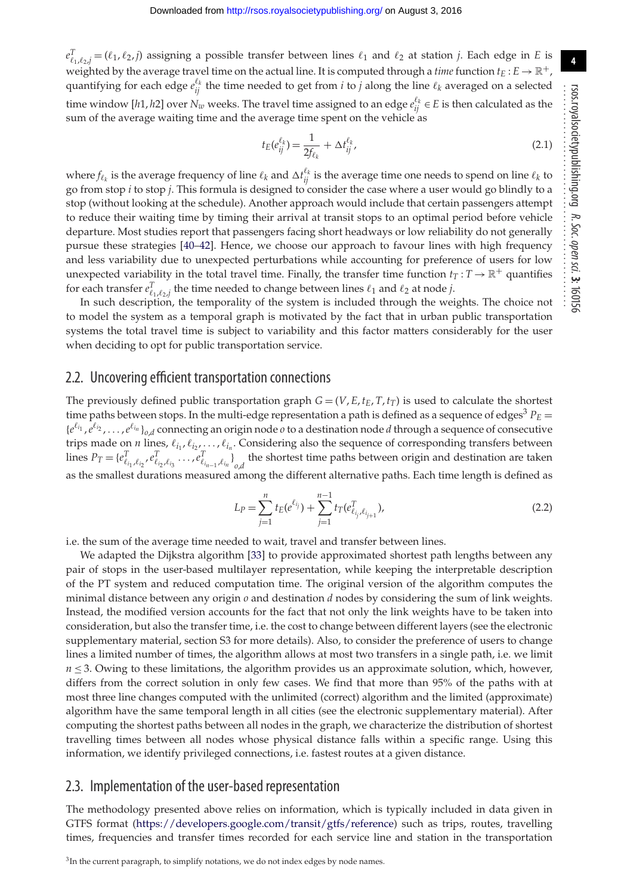$e^T_{\ell_1,\ell_2,j} = (\ell_1, \ell_2, j)$ assigning a possible transfer between lines $\ell_1$ and $\ell_2$ at station $j$. Each edge in $E$ is weighted by the average travel time on the actual line. It is computed through a *time* function $t_E : E \to \mathbb{R}^+$, quantifying for each edge $e^{\ell_k}_{ij}$ the time needed to get from $i$ to $j$ along the line $\ell_k$ averaged on a selected time window $[h1, h2]$ over $N_w$ weeks. The travel time assigned to an edge $e^{\ell_k}_{ij} \in E$ is then calculated as the sum of the average waiting time and the average time spent on the vehicle as

$$t_E(e^{\ell_k}_{ij}) = \frac{1}{2f_{\ell_k}} + \Delta t^{\ell_k}_{ij}, \tag{2.1}$$

where $f_{\ell_k}$ is the average frequency of line $\ell_k$ and $\Delta t^{\ell_k}_{ij}$ is the average time one needs to spend on line $\ell_k$ to go from stop $i$ to stop $j$. This formula is designed to consider the case where a user would go blindly to a stop (without looking at the schedule). Another approach would include that certain passengers attempt to reduce their waiting time by timing their arrival at transit stops to an optimal period before vehicle departure. Most studies report that passengers facing short headways or low reliability do not generally pursue these strategies [40–42]. Hence, we choose our approach to favour lines with high frequency and less variability due to unexpected perturbations while accounting for preference of users for low unexpected variability in the total travel time. Finally, the transfer time function $t_T : T \to \mathbb{R}^+$ quantifies for each transfer $e^T_{\ell_1,\ell_2,j}$ the time needed to change between lines $\ell_1$ and $\ell_2$ at node $j$.

In such description, the temporality of the system is included through the weights. The choice not to model the system as a temporal graph is motivated by the fact that in urban public transportation systems the total travel time is subject to variability and this factor matters considerably for the user when deciding to opt for public transportation service.

## 2.2. Uncovering efficient transportation connections

The previously defined public transportation graph $G = (V, E, t_E, T, t_T)$ is used to calculate the shortest time paths between stops. In the multi-edge representation a path is defined as a sequence of edges[3] $P_E = \{e^{\ell_{i_1}}, e^{\ell_{i_2}}, \ldots, e^{\ell_{i_n}}\}_{o,d}$ connecting an origin node $o$ to a destination node $d$ through a sequence of consecutive trips made on $n$ lines, $\ell_{i_1}, \ell_{i_2}, \ldots, \ell_{i_n}$. Considering also the sequence of corresponding transfers between lines $P_T = \{e^T_{\ell_{i_1},\ell_{i_2}}, e^T_{\ell_{i_2},\ell_{i_3}} \ldots, e^T_{\ell_{i_{n-1}},\ell_{i_n}}\}_{o,d}$ the shortest time paths between origin and destination are taken as the smallest durations measured among the different alternative paths. Each time length is defined as

$$L_P = \sum_{j=1}^{n} t_E(e^{\ell_{i_j}}) + \sum_{j=1}^{n-1} t_T(e^T_{\ell_{i_j},\ell_{i_{j+1}}}), \tag{2.2}$$

i.e. the sum of the average time needed to wait, travel and transfer between lines.

We adapted the Dijkstra algorithm [33] to provide approximated shortest path lengths between any pair of stops in the user-based multilayer representation, while keeping the interpretable description of the PT system and reduced computation time. The original version of the algorithm computes the minimal distance between any origin $o$ and destination $d$ nodes by considering the sum of link weights. Instead, the modified version accounts for the fact that not only the link weights have to be taken into consideration, but also the transfer time, i.e. the cost to change between different layers (see the electronic supplementary material, section S3 for more details). Also, to consider the preference of users to change lines a limited number of times, the algorithm allows at most two transfers in a single path, i.e. we limit $n \leq 3$. Owing to these limitations, the algorithm provides us an approximate solution, which, however, differs from the correct solution in only few cases. We find that more than 95% of the paths with at most three line changes computed with the unlimited (correct) algorithm and the limited (approximate) algorithm have the same temporal length in all cities (see the electronic supplementary material). After computing the shortest paths between all nodes in the graph, we characterize the distribution of shortest travelling times between all nodes whose physical distance falls within a specific range. Using this information, we identify privileged connections, i.e. fastest routes at a given distance.

## 2.3. Implementation of the user-based representation

The methodology presented above relies on information, which is typically included in data given in GTFS format (https://developers.google.com/transit/gtfs/reference) such as trips, routes, travelling times, frequencies and transfer times recorded for each service line and station in the transportation

[3] In the current paragraph, to simplify notations, we do not index edges by node names.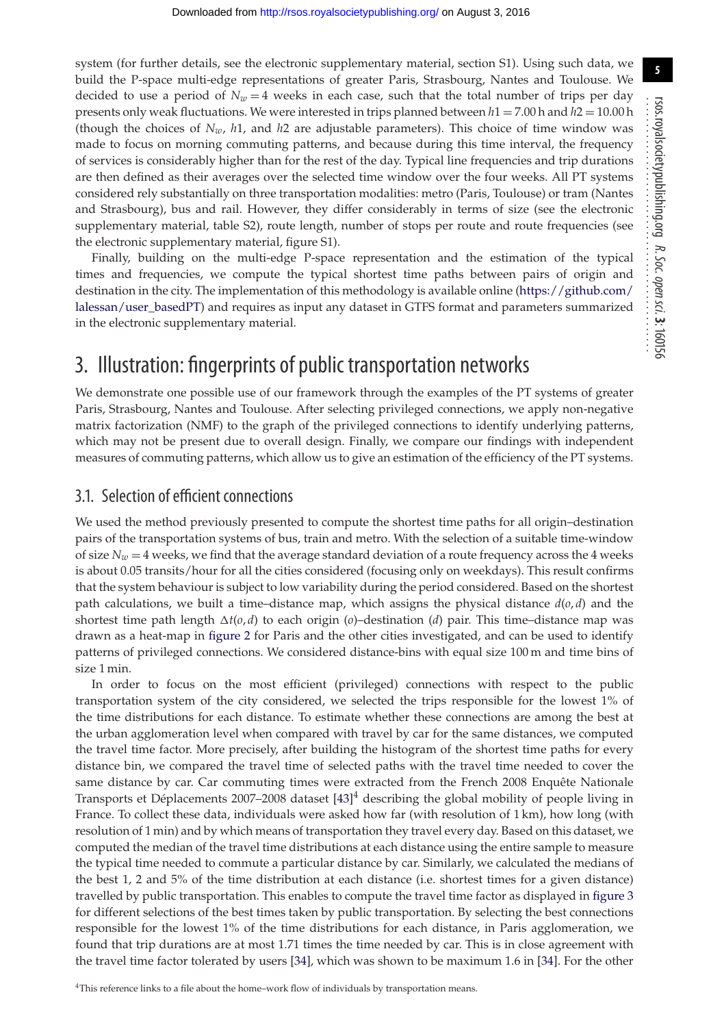system (for further details, see the electronic supplementary material, section S1). Using such data, we build the P-space multi-edge representations of greater Paris, Strasbourg, Nantes and Toulouse. We decided to use a period of $N_w = 4$ weeks in each case, such that the total number of trips per day presents only weak fluctuations. We were interested in trips planned between $h1 = 7.00$ h and $h2 = 10.00$ h (though the choices of $N_w$, $h1$, and $h2$ are adjustable parameters). This choice of time window was made to focus on morning commuting patterns, and because during this time interval, the frequency of services is considerably higher than for the rest of the day. Typical line frequencies and trip durations are then defined as their averages over the selected time window over the four weeks. All PT systems considered rely substantially on three transportation modalities: metro (Paris, Toulouse) or tram (Nantes and Strasbourg), bus and rail. However, they differ considerably in terms of size (see the electronic supplementary material, table S2), route length, number of stops per route and route frequencies (see the electronic supplementary material, figure S1).

Finally, building on the multi-edge P-space representation and the estimation of the typical times and frequencies, we compute the typical shortest time paths between pairs of origin and destination in the city. The implementation of this methodology is available online (https://github.com/lalessan/user_basedPT) and requires as input any dataset in GTFS format and parameters summarized in the electronic supplementary material.

# 3. Illustration: fingerprints of public transportation networks

We demonstrate one possible use of our framework through the examples of the PT systems of greater Paris, Strasbourg, Nantes and Toulouse. After selecting privileged connections, we apply non-negative matrix factorization (NMF) to the graph of the privileged connections to identify underlying patterns, which may not be present due to overall design. Finally, we compare our findings with independent measures of commuting patterns, which allow us to give an estimation of the efficiency of the PT systems.

## 3.1. Selection of efficient connections

We used the method previously presented to compute the shortest time paths for all origin–destination pairs of the transportation systems of bus, train and metro. With the selection of a suitable time-window of size $N_w = 4$ weeks, we find that the average standard deviation of a route frequency across the 4 weeks is about 0.05 transits/hour for all the cities considered (focusing only on weekdays). This result confirms that the system behaviour is subject to low variability during the period considered. Based on the shortest path calculations, we built a time–distance map, which assigns the physical distance $d(o, d)$ and the shortest time path length $\Delta t(o, d)$ to each origin ($o$)–destination ($d$) pair. This time–distance map was drawn as a heat-map in figure 2 for Paris and the other cities investigated, and can be used to identify patterns of privileged connections. We considered distance-bins with equal size 100 m and time bins of size 1 min.

In order to focus on the most efficient (privileged) connections with respect to the public transportation system of the city considered, we selected the trips responsible for the lowest 1% of the time distributions for each distance. To estimate whether these connections are among the best at the urban agglomeration level when compared with travel by car for the same distances, we computed the travel time factor. More precisely, after building the histogram of the shortest time paths for every distance bin, we compared the travel time of selected paths with the travel time needed to cover the same distance by car. Car commuting times were extracted from the French 2008 Enquête Nationale Transports et Déplacements 2007–2008 dataset [43][4] describing the global mobility of people living in France. To collect these data, individuals were asked how far (with resolution of 1 km), how long (with resolution of 1 min) and by which means of transportation they travel every day. Based on this dataset, we computed the median of the travel time distributions at each distance using the entire sample to measure the typical time needed to commute a particular distance by car. Similarly, we calculated the medians of the best 1, 2 and 5% of the time distribution at each distance (i.e. shortest times for a given distance) travelled by public transportation. This enables to compute the travel time factor as displayed in figure 3 for different selections of the best times taken by public transportation. By selecting the best connections responsible for the lowest 1% of the time distributions for each distance, in Paris agglomeration, we found that trip durations are at most 1.71 times the time needed by car. This is in close agreement with the travel time factor tolerated by users [34], which was shown to be maximum 1.6 in [34]. For the other

[4]This reference links to a file about the home–work flow of individuals by transportation means.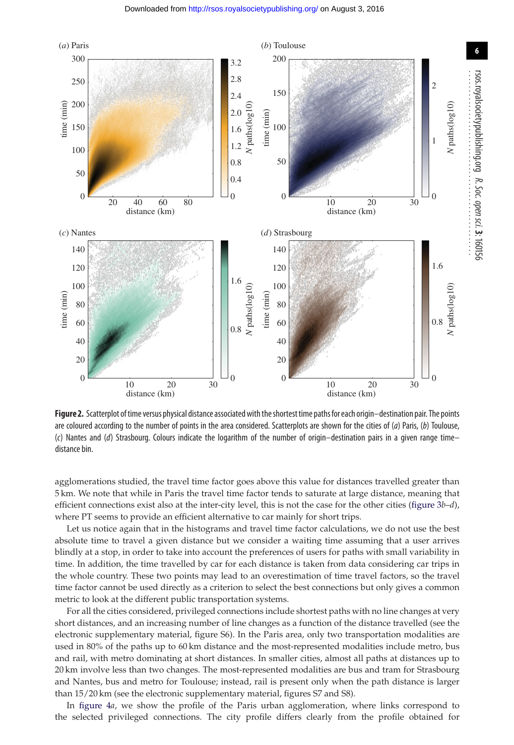**Figure 2.** Scatterplot of time versus physical distance associated with the shortest time paths for each origin–destination pair. The points are coloured according to the number of points in the area considered. Scatterplots are shown for the cities of (*a*) Paris, (*b*) Toulouse, (*c*) Nantes and (*d*) Strasbourg. Colours indicate the logarithm of the number of origin–destination pairs in a given range time–distance bin.

agglomerations studied, the travel time factor goes above this value for distances travelled greater than 5 km. We note that while in Paris the travel time factor tends to saturate at large distance, meaning that efficient connections exist also at the inter-city level, this is not the case for the other cities (figure 3*b*–*d*), where PT seems to provide an efficient alternative to car mainly for short trips.

Let us notice again that in the histograms and travel time factor calculations, we do not use the best absolute time to travel a given distance but we consider a waiting time assuming that a user arrives blindly at a stop, in order to take into account the preferences of users for paths with small variability in time. In addition, the time travelled by car for each distance is taken from data considering car trips in the whole country. These two points may lead to an overestimation of time travel factors, so the travel time factor cannot be used directly as a criterion to select the best connections but only gives a common metric to look at the different public transportation systems.

For all the cities considered, privileged connections include shortest paths with no line changes at very short distances, and an increasing number of line changes as a function of the distance travelled (see the electronic supplementary material, figure S6). In the Paris area, only two transportation modalities are used in 80% of the paths up to 60 km distance and the most-represented modalities include metro, bus and rail, with metro dominating at short distances. In smaller cities, almost all paths at distances up to 20 km involve less than two changes. The most-represented modalities are bus and tram for Strasbourg and Nantes, bus and metro for Toulouse; instead, rail is present only when the path distance is larger than 15/20 km (see the electronic supplementary material, figures S7 and S8).

In figure 4*a*, we show the profile of the Paris urban agglomeration, where links correspond to the selected privileged connections. The city profile differs clearly from the profile obtained for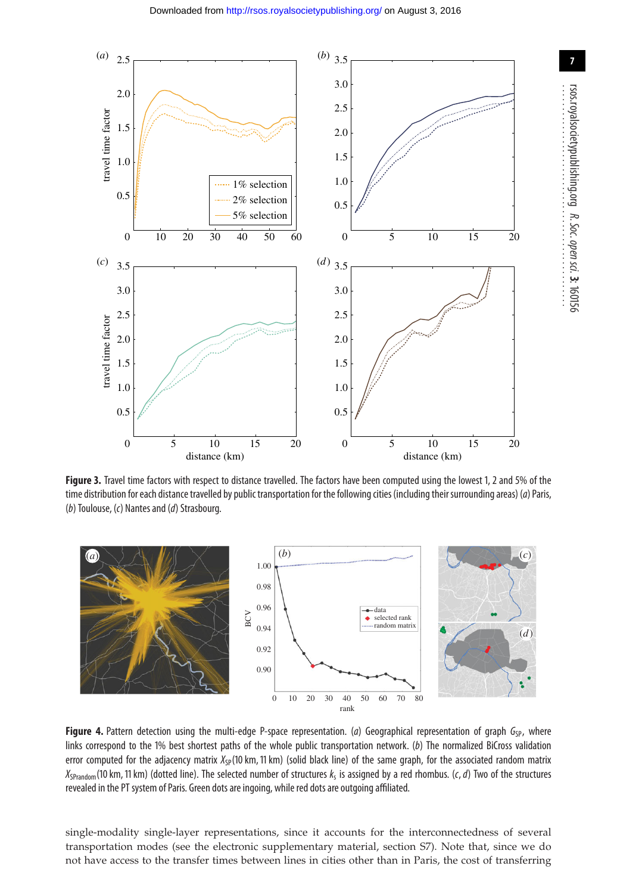**Figure 3.** Travel time factors with respect to distance travelled. The factors have been computed using the lowest 1, 2 and 5% of the time distribution for each distance travelled by public transportation for the following cities (including their surrounding areas) (*a*) Paris, (*b*) Toulouse, (*c*) Nantes and (*d*) Strasbourg.

**Figure 4.** Pattern detection using the multi-edge P-space representation. (*a*) Geographical representation of graph $G_{SP}$, where links correspond to the 1% best shortest paths of the whole public transportation network. (*b*) The normalized BiCross validation error computed for the adjacency matrix $X_{SP}(10\text{ km}, 11\text{ km})$ (solid black line) of the same graph, for the associated random matrix $X_{SPrandom}(10\text{ km}, 11\text{ km})$ (dotted line). The selected number of structures $k_s$ is assigned by a red rhombus. (*c*, *d*) Two of the structures revealed in the PT system of Paris. Green dots are ingoing, while red dots are outgoing affiliated.

single-modality single-layer representations, since it accounts for the interconnectedness of several transportation modes (see the electronic supplementary material, section S7). Note that, since we do not have access to the transfer times between lines in cities other than in Paris, the cost of transferring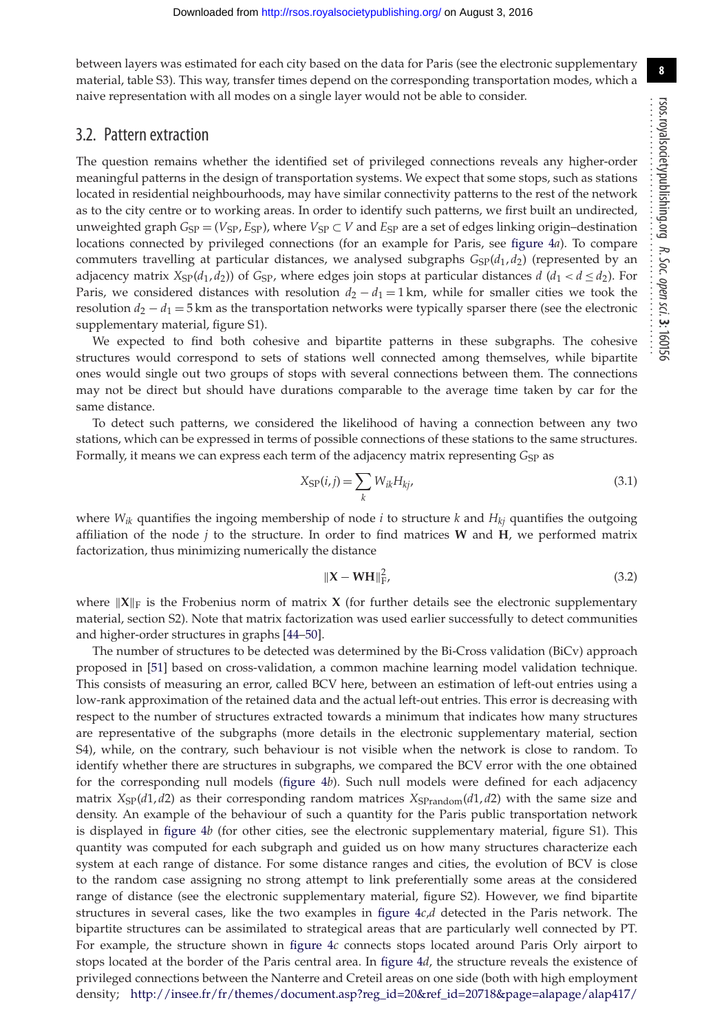between layers was estimated for each city based on the data for Paris (see the electronic supplementary material, table S3). This way, transfer times depend on the corresponding transportation modes, which a naive representation with all modes on a single layer would not be able to consider.

## 3.2. Pattern extraction

The question remains whether the identified set of privileged connections reveals any higher-order meaningful patterns in the design of transportation systems. We expect that some stops, such as stations located in residential neighbourhoods, may have similar connectivity patterns to the rest of the network as to the city centre or to working areas. In order to identify such patterns, we first built an undirected, unweighted graph $G_{\mathrm{SP}} = (V_{\mathrm{SP}}, E_{\mathrm{SP}})$, where $V_{\mathrm{SP}} \subset V$ and $E_{\mathrm{SP}}$ are a set of edges linking origin–destination locations connected by privileged connections (for an example for Paris, see figure 4*a*). To compare commuters travelling at particular distances, we analysed subgraphs $G_{\mathrm{SP}}(d_1, d_2)$ (represented by an adjacency matrix $X_{\mathrm{SP}}(d_1, d_2)$) of $G_{\mathrm{SP}}$, where edges join stops at particular distances $d$ ($d_1 < d \leq d_2$). For Paris, we considered distances with resolution $d_2 - d_1 = 1\,\mathrm{km}$, while for smaller cities we took the resolution $d_2 - d_1 = 5\,\mathrm{km}$ as the transportation networks were typically sparser there (see the electronic supplementary material, figure S1).

We expected to find both cohesive and bipartite patterns in these subgraphs. The cohesive structures would correspond to sets of stations well connected among themselves, while bipartite ones would single out two groups of stops with several connections between them. The connections may not be direct but should have durations comparable to the average time taken by car for the same distance.

To detect such patterns, we considered the likelihood of having a connection between any two stations, which can be expressed in terms of possible connections of these stations to the same structures. Formally, it means we can express each term of the adjacency matrix representing $G_{\mathrm{SP}}$ as

$$X_{\mathrm{SP}}(i, j) = \sum_k W_{ik} H_{kj}, \tag{3.1}$$

where $W_{ik}$ quantifies the ingoing membership of node $i$ to structure $k$ and $H_{kj}$ quantifies the outgoing affiliation of the node $j$ to the structure. In order to find matrices $\mathbf{W}$ and $\mathbf{H}$, we performed matrix factorization, thus minimizing numerically the distance

$$\|\mathbf{X} - \mathbf{WH}\|_{\mathrm{F}}^2, \tag{3.2}$$

where $\|\mathbf{X}\|_{\mathrm{F}}$ is the Frobenius norm of matrix $\mathbf{X}$ (for further details see the electronic supplementary material, section S2). Note that matrix factorization was used earlier successfully to detect communities and higher-order structures in graphs [44–50].

The number of structures to be detected was determined by the Bi-Cross validation (BiCv) approach proposed in [51] based on cross-validation, a common machine learning model validation technique. This consists of measuring an error, called BCV here, between an estimation of left-out entries using a low-rank approximation of the retained data and the actual left-out entries. This error is decreasing with respect to the number of structures extracted towards a minimum that indicates how many structures are representative of the subgraphs (more details in the electronic supplementary material, section S4), while, on the contrary, such behaviour is not visible when the network is close to random. To identify whether there are structures in subgraphs, we compared the BCV error with the one obtained for the corresponding null models (figure 4*b*). Such null models were defined for each adjacency matrix $X_{\mathrm{SP}}(d1, d2)$ as their corresponding random matrices $X_{\mathrm{SPrandom}}(d1, d2)$ with the same size and density. An example of the behaviour of such a quantity for the Paris public transportation network is displayed in figure 4*b* (for other cities, see the electronic supplementary material, figure S1). This quantity was computed for each subgraph and guided us on how many structures characterize each system at each range of distance. For some distance ranges and cities, the evolution of BCV is close to the random case assigning no strong attempt to link preferentially some areas at the considered range of distance (see the electronic supplementary material, figure S2). However, we find bipartite structures in several cases, like the two examples in figure 4*c*,*d* detected in the Paris network. The bipartite structures can be assimilated to strategical areas that are particularly well connected by PT. For example, the structure shown in figure 4*c* connects stops located around Paris Orly airport to stops located at the border of the Paris central area. In figure 4*d*, the structure reveals the existence of privileged connections between the Nanterre and Creteil areas on one side (both with high employment density; http://insee.fr/fr/themes/document.asp?reg_id=20&ref_id=20718&page=alapage/alap417/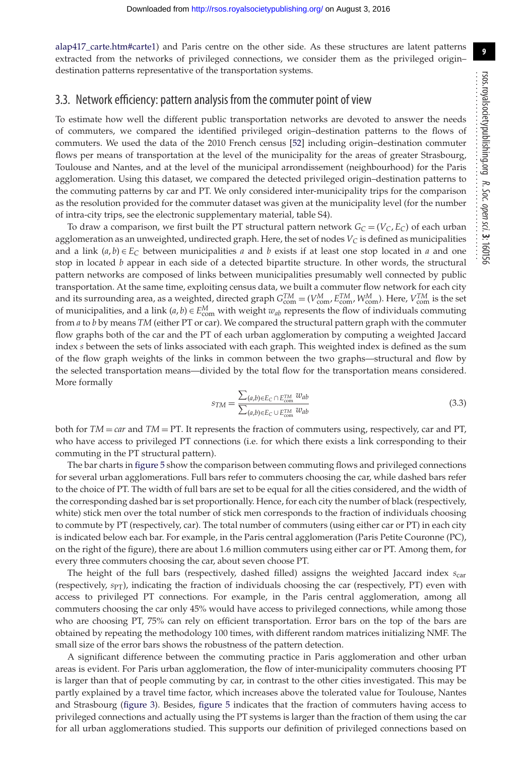alap417_carte.htm#carte1) and Paris centre on the other side. As these structures are latent patterns extracted from the networks of privileged connections, we consider them as the privileged origin–destination patterns representative of the transportation systems.

### 3.3. Network efficiency: pattern analysis from the commuter point of view

To estimate how well the different public transportation networks are devoted to answer the needs of commuters, we compared the identified privileged origin–destination patterns to the flows of commuters. We used the data of the 2010 French census [52] including origin–destination commuter flows per means of transportation at the level of the municipality for the areas of greater Strasbourg, Toulouse and Nantes, and at the level of the municipal arrondissement (neighbourhood) for the Paris agglomeration. Using this dataset, we compared the detected privileged origin–destination patterns to the commuting patterns by car and PT. We only considered inter-municipality trips for the comparison as the resolution provided for the commuter dataset was given at the municipality level (for the number of intra-city trips, see the electronic supplementary material, table S4).

To draw a comparison, we first built the PT structural pattern network $G_C = (V_C, E_C)$ of each urban agglomeration as an unweighted, undirected graph. Here, the set of nodes $V_C$ is defined as municipalities and a link $(a, b) \in E_C$ between municipalities $a$ and $b$ exists if at least one stop located in $a$ and one stop in located $b$ appear in each side of a detected bipartite structure. In other words, the structural pattern networks are composed of links between municipalities presumably well connected by public transportation. At the same time, exploiting census data, we built a commuter flow network for each city and its surrounding area, as a weighted, directed graph $G^{TM}_{\text{com}} = (V^{M}_{\text{com}}, E^{TM}_{\text{com}}, W^{M}_{\text{com}})$. Here, $V^{TM}_{\text{com}}$ is the set of municipalities, and a link $(a, b) \in E^{M}_{\text{com}}$ with weight $w_{ab}$ represents the flow of individuals commuting from $a$ to $b$ by means $TM$ (either PT or car). We compared the structural pattern graph with the commuter flow graphs both of the car and the PT of each urban agglomeration by computing a weighted Jaccard index $s$ between the sets of links associated with each graph. This weighted index is defined as the sum of the flow graph weights of the links in common between the two graphs—structural and flow by the selected transportation means—divided by the total flow for the transportation means considered. More formally

$$s_{TM} = \frac{\sum_{(a,b)\in E_C \cap E^{TM}_{\text{com}}} w_{ab}}{\sum_{(a,b)\in E_C \cup E^{TM}_{\text{com}}} w_{ab}} \tag{3.3}$$

both for $TM = car$ and $TM = \text{PT}$. It represents the fraction of commuters using, respectively, car and PT, who have access to privileged PT connections (i.e. for which there exists a link corresponding to their commuting in the PT structural pattern).

The bar charts in figure 5 show the comparison between commuting flows and privileged connections for several urban agglomerations. Full bars refer to commuters choosing the car, while dashed bars refer to the choice of PT. The width of full bars are set to be equal for all the cities considered, and the width of the corresponding dashed bar is set proportionally. Hence, for each city the number of black (respectively, white) stick men over the total number of stick men corresponds to the fraction of individuals choosing to commute by PT (respectively, car). The total number of commuters (using either car or PT) in each city is indicated below each bar. For example, in the Paris central agglomeration (Paris Petite Couronne (PC), on the right of the figure), there are about 1.6 million commuters using either car or PT. Among them, for every three commuters choosing the car, about seven choose PT.

The height of the full bars (respectively, dashed filled) assigns the weighted Jaccard index $s_{\text{car}}$ (respectively, $s_{\text{PT}}$), indicating the fraction of individuals choosing the car (respectively, PT) even with access to privileged PT connections. For example, in the Paris central agglomeration, among all commuters choosing the car only 45% would have access to privileged connections, while among those who are choosing PT, 75% can rely on efficient transportation. Error bars on the top of the bars are obtained by repeating the methodology 100 times, with different random matrices initializing NMF. The small size of the error bars shows the robustness of the pattern detection.

A significant difference between the commuting practice in Paris agglomeration and other urban areas is evident. For Paris urban agglomeration, the flow of inter-municipality commuters choosing PT is larger than that of people commuting by car, in contrast to the other cities investigated. This may be partly explained by a travel time factor, which increases above the tolerated value for Toulouse, Nantes and Strasbourg (figure 3). Besides, figure 5 indicates that the fraction of commuters having access to privileged connections and actually using the PT systems is larger than the fraction of them using the car for all urban agglomerations studied. This supports our definition of privileged connections based on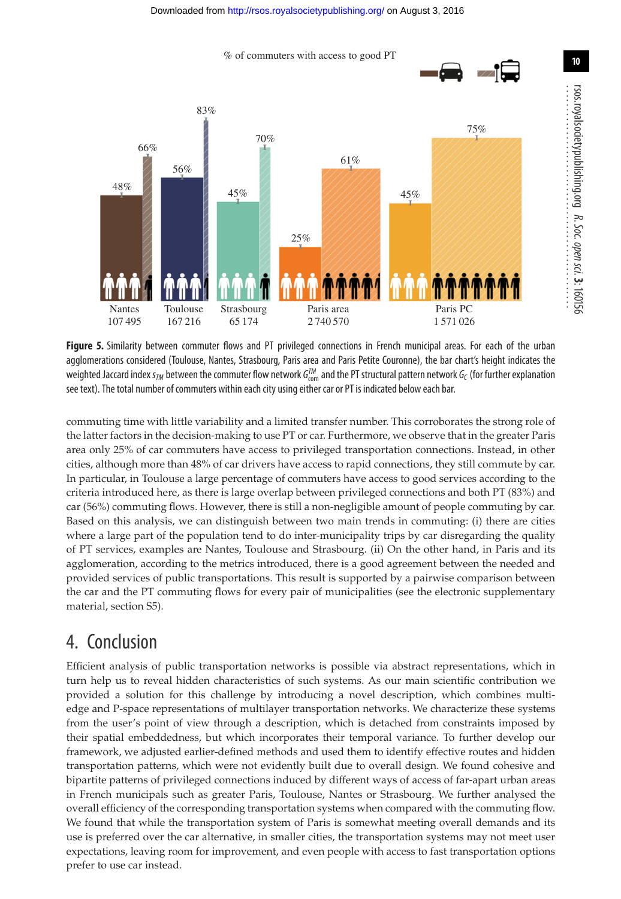% of commuters with access to good PT

48%
66%
56%
83%
45%
70%
25%
61%
45%
75%

Nantes
107 495

Toulouse
167 216

Strasbourg
65 174

Paris area
2 740 570

Paris PC
1 571 026

**Figure 5.** Similarity between commuter flows and PT privileged connections in French municipal areas. For each of the urban agglomerations considered (Toulouse, Nantes, Strasbourg, Paris area and Paris Petite Couronne), the bar chart's height indicates the weighted Jaccard index $s_{TM}$ between the commuter flow network $G^{TM}_{\mathrm{com}}$ and the PT structural pattern network $G_C$ (for further explanation see text). The total number of commuters within each city using either car or PT is indicated below each bar.

commuting time with little variability and a limited transfer number. This corroborates the strong role of the latter factors in the decision-making to use PT or car. Furthermore, we observe that in the greater Paris area only 25% of car commuters have access to privileged transportation connections. Instead, in other cities, although more than 48% of car drivers have access to rapid connections, they still commute by car. In particular, in Toulouse a large percentage of commuters have access to good services according to the criteria introduced here, as there is large overlap between privileged connections and both PT (83%) and car (56%) commuting flows. However, there is still a non-negligible amount of people commuting by car. Based on this analysis, we can distinguish between two main trends in commuting: (i) there are cities where a large part of the population tend to do inter-municipality trips by car disregarding the quality of PT services, examples are Nantes, Toulouse and Strasbourg. (ii) On the other hand, in Paris and its agglomeration, according to the metrics introduced, there is a good agreement between the needed and provided services of public transportations. This result is supported by a pairwise comparison between the car and the PT commuting flows for every pair of municipalities (see the electronic supplementary material, section S5).

## 4. Conclusion

Efficient analysis of public transportation networks is possible via abstract representations, which in turn help us to reveal hidden characteristics of such systems. As our main scientific contribution we provided a solution for this challenge by introducing a novel description, which combines multi-edge and P-space representations of multilayer transportation networks. We characterize these systems from the user's point of view through a description, which is detached from constraints imposed by their spatial embeddedness, but which incorporates their temporal variance. To further develop our framework, we adjusted earlier-defined methods and used them to identify effective routes and hidden transportation patterns, which were not evidently built due to overall design. We found cohesive and bipartite patterns of privileged connections induced by different ways of access of far-apart urban areas in French municipals such as greater Paris, Toulouse, Nantes or Strasbourg. We further analysed the overall efficiency of the corresponding transportation systems when compared with the commuting flow. We found that while the transportation system of Paris is somewhat meeting overall demands and its use is preferred over the car alternative, in smaller cities, the transportation systems may not meet user expectations, leaving room for improvement, and even people with access to fast transportation options prefer to use car instead.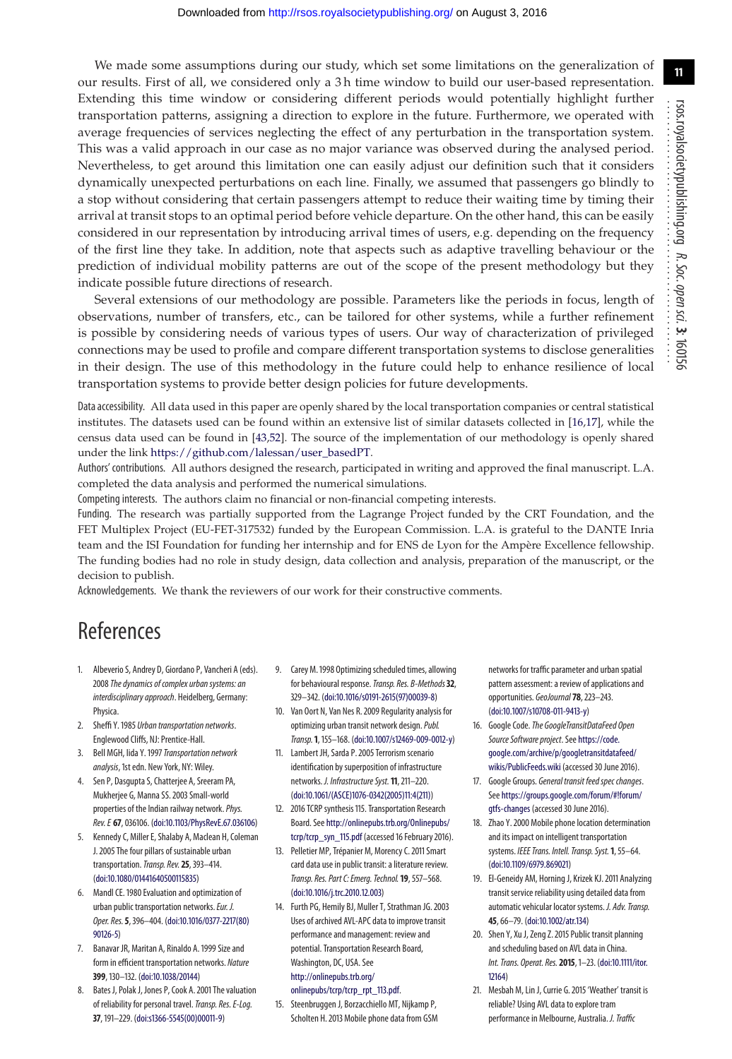We made some assumptions during our study, which set some limitations on the generalization of our results. First of all, we considered only a 3 h time window to build our user-based representation. Extending this time window or considering different periods would potentially highlight further transportation patterns, assigning a direction to explore in the future. Furthermore, we operated with average frequencies of services neglecting the effect of any perturbation in the transportation system. This was a valid approach in our case as no major variance was observed during the analysed period. Nevertheless, to get around this limitation one can easily adjust our definition such that it considers dynamically unexpected perturbations on each line. Finally, we assumed that passengers go blindly to a stop without considering that certain passengers attempt to reduce their waiting time by timing their arrival at transit stops to an optimal period before vehicle departure. On the other hand, this can be easily considered in our representation by introducing arrival times of users, e.g. depending on the frequency of the first line they take. In addition, note that aspects such as adaptive travelling behaviour or the prediction of individual mobility patterns are out of the scope of the present methodology but they indicate possible future directions of research.

Several extensions of our methodology are possible. Parameters like the periods in focus, length of observations, number of transfers, etc., can be tailored for other systems, while a further refinement is possible by considering needs of various types of users. Our way of characterization of privileged connections may be used to profile and compare different transportation systems to disclose generalities in their design. The use of this methodology in the future could help to enhance resilience of local transportation systems to provide better design policies for future developments.

Data accessibility. All data used in this paper are openly shared by the local transportation companies or central statistical institutes. The datasets used can be found within an extensive list of similar datasets collected in [16,17], while the census data used can be found in [43,52]. The source of the implementation of our methodology is openly shared under the link https://github.com/lalessan/user_basedPT.

Authors' contributions. All authors designed the research, participated in writing and approved the final manuscript. L.A. completed the data analysis and performed the numerical simulations.

Competing interests. The authors claim no financial or non-financial competing interests.

Funding. The research was partially supported from the Lagrange Project funded by the CRT Foundation, and the FET Multiplex Project (EU-FET-317532) funded by the European Commission. L.A. is grateful to the DANTE Inria team and the ISI Foundation for funding her internship and for ENS de Lyon for the Ampère Excellence fellowship. The funding bodies had no role in study design, data collection and analysis, preparation of the manuscript, or the decision to publish.

Acknowledgements. We thank the reviewers of our work for their constructive comments.

# References

1. Albeverio S, Andrey D, Giordano P, Vancheri A (eds). 2008 *The dynamics of complex urban systems: an interdisciplinary approach*. Heidelberg, Germany: Physica.
2. Sheffi Y. 1985 *Urban transportation networks*. Englewood Cliffs, NJ: Prentice-Hall.
3. Bell MGH, Iida Y. 1997 *Transportation network analysis*, 1st edn. New York, NY: Wiley.
4. Sen P, Dasgupta S, Chatterjee A, Sreeram PA, Mukherjee G, Manna SS. 2003 Small-world properties of the Indian railway network. *Phys. Rev. E* **67**, 036106. (doi:10.1103/PhysRevE.67.036106)
5. Kennedy C, Miller E, Shalaby A, Maclean H, Coleman J. 2005 The four pillars of sustainable urban transportation. *Transp. Rev.* **25**, 393–414. (doi:10.1080/01441640500115835)
6. Mandl CE. 1980 Evaluation and optimization of urban public transportation networks. *Eur. J. Oper. Res.* **5**, 396–404. (doi:10.1016/0377-2217(80)90126-5)
7. Banavar JR, Maritan A, Rinaldo A. 1999 Size and form in efficient transportation networks. *Nature* **399**, 130–132. (doi:10.1038/20144)
8. Bates J, Polak J, Jones P, Cook A. 2001 The valuation of reliability for personal travel. *Transp. Res. E-Log.* **37**, 191–229. (doi:s1366-5545(00)00011-9)
9. Carey M. 1998 Optimizing scheduled times, allowing for behavioural response. *Transp. Res. B-Methods* **32**, 329–342. (doi:10.1016/s0191-2615(97)00039-8)
10. Van Oort N, Van Nes R. 2009 Regularity analysis for optimizing urban transit network design. *Publ. Transp.* **1**, 155–168. (doi:10.1007/s12469-009-0012-y)
11. Lambert JH, Sarda P. 2005 Terrorism scenario identification by superposition of infrastructure networks. *J. Infrastructure Syst.* **11**, 211–220. (doi:10.1061/(ASCE)1076-0342(2005)11:4(211))
12. 2016 TCRP synthesis 115. Transportation Research Board. See http://onlinepubs.trb.org/Onlinepubs/tcrp/tcrp_syn_115.pdf (accessed 16 February 2016).
13. Pelletier MP, Trépanier M, Morency C. 2011 Smart card data use in public transit: a literature review. *Transp. Res. Part C: Emerg. Technol.* **19**, 557–568. (doi:10.1016/j.trc.2010.12.003)
14. Furth PG, Hemily BJ, Muller T, Strathman JG. 2003 Uses of archived AVL-APC data to improve transit performance and management: review and potential. Transportation Research Board, Washington, DC, USA. See http://onlinepubs.trb.org/onlinepubs/tcrp/tcrp_rpt_113.pdf.
15. Steenbruggen J, Borzacchiello MT, Nijkamp P, Scholten H. 2013 Mobile phone data from GSM networks for traffic parameter and urban spatial pattern assessment: a review of applications and opportunities. *GeoJournal* **78**, 223–243. (doi:10.1007/s10708-011-9413-y)
16. Google Code. *The GoogleTransitDataFeed Open Source Software project*. See https://code.google.com/archive/p/googletransitdatafeed/wikis/PublicFeeds.wiki (accessed 30 June 2016).
17. Google Groups. *General transit feed spec changes*. See https://groups.google.com/forum/#!forum/gtfs-changes (accessed 30 June 2016).
18. Zhao Y. 2000 Mobile phone location determination and its impact on intelligent transportation systems. *IEEE Trans. Intell. Transp. Syst.* **1**, 55–64. (doi:10.1109/6979.869021)
19. El-Geneidy AM, Horning J, Krizek KJ. 2011 Analyzing transit service reliability using detailed data from automatic vehicular locator systems. *J. Adv. Transp.* **45**, 66–79. (doi:10.1002/atr.134)
20. Shen Y, Xu J, Zeng Z. 2015 Public transit planning and scheduling based on AVL data in China. *Int. Trans. Operat. Res.* **2015**, 1–23. (doi:10.1111/itor.12164)
21. Mesbah M, Lin J, Currie G. 2015 'Weather' transit is reliable? Using AVL data to explore tram performance in Melbourne, Australia. *J. Traffic*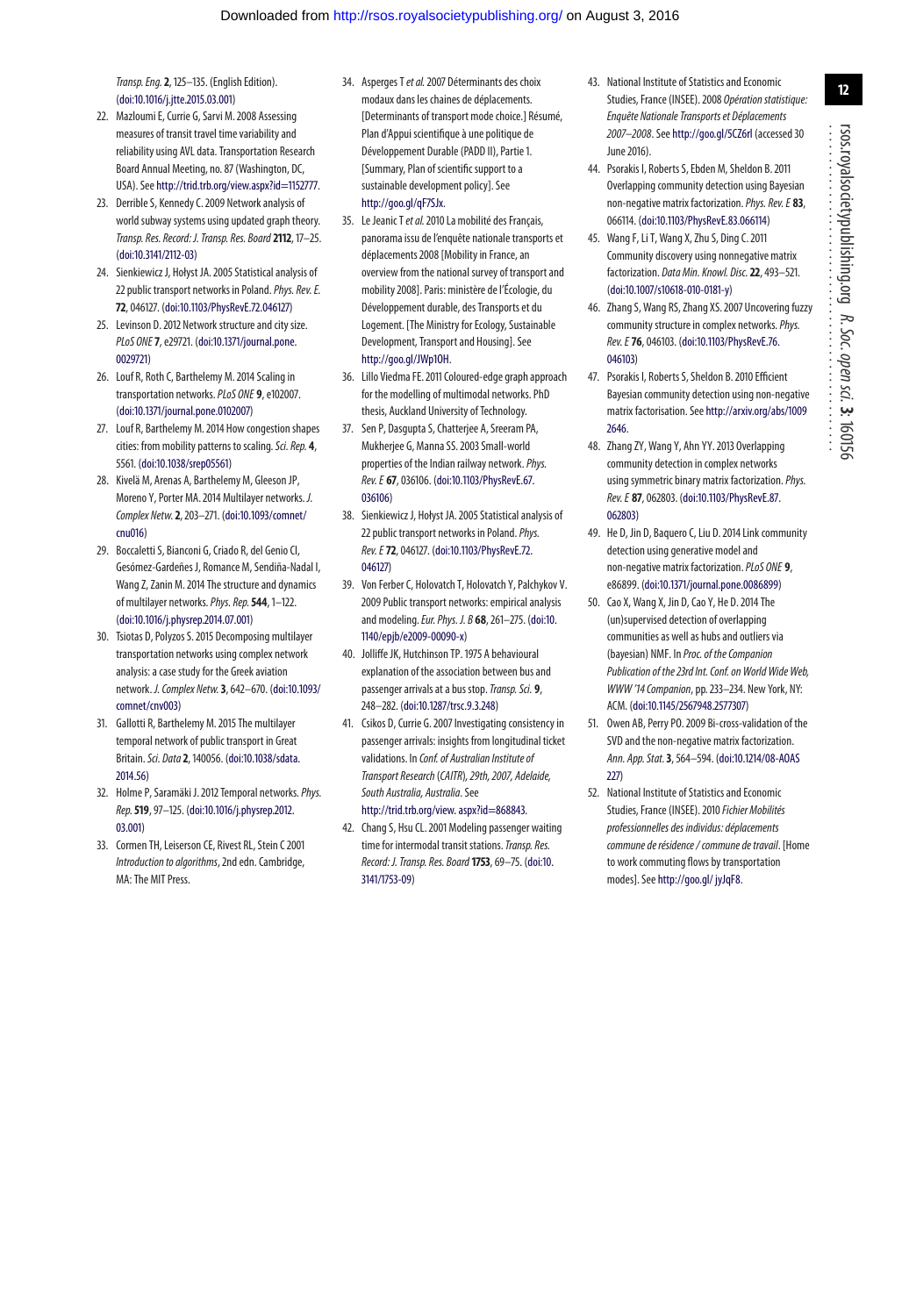*Transp. Eng.* **2**, 125–135. (English Edition). (doi:10.1016/j.jtte.2015.03.001)

22. Mazloumi E, Currie G, Sarvi M. 2008 Assessing measures of transit travel time variability and reliability using AVL data. Transportation Research Board Annual Meeting, no. 87 (Washington, DC, USA). See http://trid.trb.org/view.aspx?id=1152777.
23. Derrible S, Kennedy C. 2009 Network analysis of world subway systems using updated graph theory. *Transp. Res. Record: J. Transp. Res. Board* **2112**, 17–25. (doi:10.3141/2112-03)
24. Sienkiewicz J, Hołyst JA. 2005 Statistical analysis of 22 public transport networks in Poland. *Phys. Rev. E.* **72**, 046127. (doi:10.1103/PhysRevE.72.046127)
25. Levinson D. 2012 Network structure and city size. *PLoS ONE* **7**, e29721. (doi:10.1371/journal.pone.0029721)
26. Louf R, Roth C, Barthelemy M. 2014 Scaling in transportation networks. *PLoS ONE* **9**, e102007. (doi:10.1371/journal.pone.0102007)
27. Louf R, Barthelemy M. 2014 How congestion shapes cities: from mobility patterns to scaling. *Sci. Rep.* **4**, 5561. (doi:10.1038/srep05561)
28. Kivelä M, Arenas A, Barthelemy M, Gleeson JP, Moreno Y, Porter MA. 2014 Multilayer networks. *J. Complex Netw.* **2**, 203–271. (doi:10.1093/comnet/cnu016)
29. Boccaletti S, Bianconi G, Criado R, del Genio CI, Gesómez-Gardeñes J, Romance M, Sendiña-Nadal I, Wang Z, Zanin M. 2014 The structure and dynamics of multilayer networks. *Phys. Rep.* **544**, 1–122. (doi:10.1016/j.physrep.2014.07.001)
30. Tsiotas D, Polyzos S. 2015 Decomposing multilayer transportation networks using complex network analysis: a case study for the Greek aviation network. *J. Complex Netw.* **3**, 642–670. (doi:10.1093/comnet/cnv003)
31. Gallotti R, Barthelemy M. 2015 The multilayer temporal network of public transport in Great Britain. *Sci. Data* **2**, 140056. (doi:10.1038/sdata.2014.56)
32. Holme P, Saramäki J. 2012 Temporal networks. *Phys. Rep.* **519**, 97–125. (doi:10.1016/j.physrep.2012.03.001)
33. Cormen TH, Leiserson CE, Rivest RL, Stein C 2001 *Introduction to algorithms*, 2nd edn. Cambridge, MA: The MIT Press.
34. Asperges T *et al.* 2007 Déterminants des choix modaux dans les chaines de déplacements. [Determinants of transport mode choice.] Résumé, Plan d'Appui scientifique à une politique de Développement Durable (PADD II), Partie 1. [Summary, Plan of scientific support to a sustainable development policy]. See http://goo.gl/qF7SJx.
35. Le Jeanic T *et al.* 2010 La mobilité des Français, panorama issu de l'enquête nationale transports et déplacements 2008 [Mobility in France, an overview from the national survey of transport and mobility 2008]. Paris: ministère de l'Écologie, du Développement durable, des Transports et du Logement. [The Ministry for Ecology, Sustainable Development, Transport and Housing]. See http://goo.gl/JWp1OH.
36. Lillo Viedma FE. 2011 Coloured-edge graph approach for the modelling of multimodal networks. PhD thesis, Auckland University of Technology.
37. Sen P, Dasgupta S, Chatterjee A, Sreeram PA, Mukherjee G, Manna SS. 2003 Small-world properties of the Indian railway network. *Phys. Rev. E* **67**, 036106. (doi:10.1103/PhysRevE.67.036106)
38. Sienkiewicz J, Hołyst JA. 2005 Statistical analysis of 22 public transport networks in Poland. *Phys. Rev. E* **72**, 046127. (doi:10.1103/PhysRevE.72.046127)
39. Von Ferber C, Holovatch T, Holovatch Y, Palchykov V. 2009 Public transport networks: empirical analysis and modeling. *Eur. Phys. J. B* **68**, 261–275. (doi:10.1140/epjb/e2009-00090-x)
40. Jolliffe JK, Hutchinson TP. 1975 A behavioural explanation of the association between bus and passenger arrivals at a bus stop. *Transp. Sci.* **9**, 248–282. (doi:10.1287/trsc.9.3.248)
41. Csikos D, Currie G. 2007 Investigating consistency in passenger arrivals: insights from longitudinal ticket validations. In *Conf. of Australian Institute of Transport Research (CAITR), 29th, 2007, Adelaide, South Australia, Australia*. See http://trid.trb.org/view. aspx?id=868843.
42. Chang S, Hsu CL. 2001 Modeling passenger waiting time for intermodal transit stations. *Transp. Res. Record: J. Transp. Res. Board* **1753**, 69–75. (doi:10.3141/1753-09)
43. National Institute of Statistics and Economic Studies, France (INSEE). 2008 *Opération statistique: Enquête Nationale Transports et Déplacements 2007–2008*. See http://goo.gl/5CZ6rl (accessed 30 June 2016).
44. Psorakis I, Roberts S, Ebden M, Sheldon B. 2011 Overlapping community detection using Bayesian non-negative matrix factorization. *Phys. Rev. E* **83**, 066114. (doi:10.1103/PhysRevE.83.066114)
45. Wang F, Li T, Wang X, Zhu S, Ding C. 2011 Community discovery using nonnegative matrix factorization. *Data Min. Knowl. Disc.* **22**, 493–521. (doi:10.1007/s10618-010-0181-y)
46. Zhang S, Wang RS, Zhang XS. 2007 Uncovering fuzzy community structure in complex networks. *Phys. Rev. E* **76**, 046103. (doi:10.1103/PhysRevE.76.046103)
47. Psorakis I, Roberts S, Sheldon B. 2010 Efficient Bayesian community detection using non-negative matrix factorisation. See http://arxiv.org/abs/1009 2646.
48. Zhang ZY, Wang Y, Ahn YY. 2013 Overlapping community detection in complex networks using symmetric binary matrix factorization. *Phys. Rev. E* **87**, 062803. (doi:10.1103/PhysRevE.87.062803)
49. He D, Jin D, Baquero C, Liu D. 2014 Link community detection using generative model and non-negative matrix factorization. *PLoS ONE* **9**, e86899. (doi:10.1371/journal.pone.0086899)
50. Cao X, Wang X, Jin D, Cao Y, He D. 2014 The (un)supervised detection of overlapping communities as well as hubs and outliers via (bayesian) NMF. In *Proc. of the Companion Publication of the 23rd Int. Conf. on World Wide Web, WWW '14 Companion*, pp. 233–234. New York, NY: ACM. (doi:10.1145/2567948.2577307)
51. Owen AB, Perry PO. 2009 Bi-cross-validation of the SVD and the non-negative matrix factorization. *Ann. App. Stat.* **3**, 564–594. (doi:10.1214/08-AOAS227)
52. National Institute of Statistics and Economic Studies, France (INSEE). 2010 *Fichier Mobilités professionnelles des individus: déplacements commune de résidence / commune de travail*. [Home to work commuting flows by transportation modes]. See http://goo.gl/ jyJqF8.